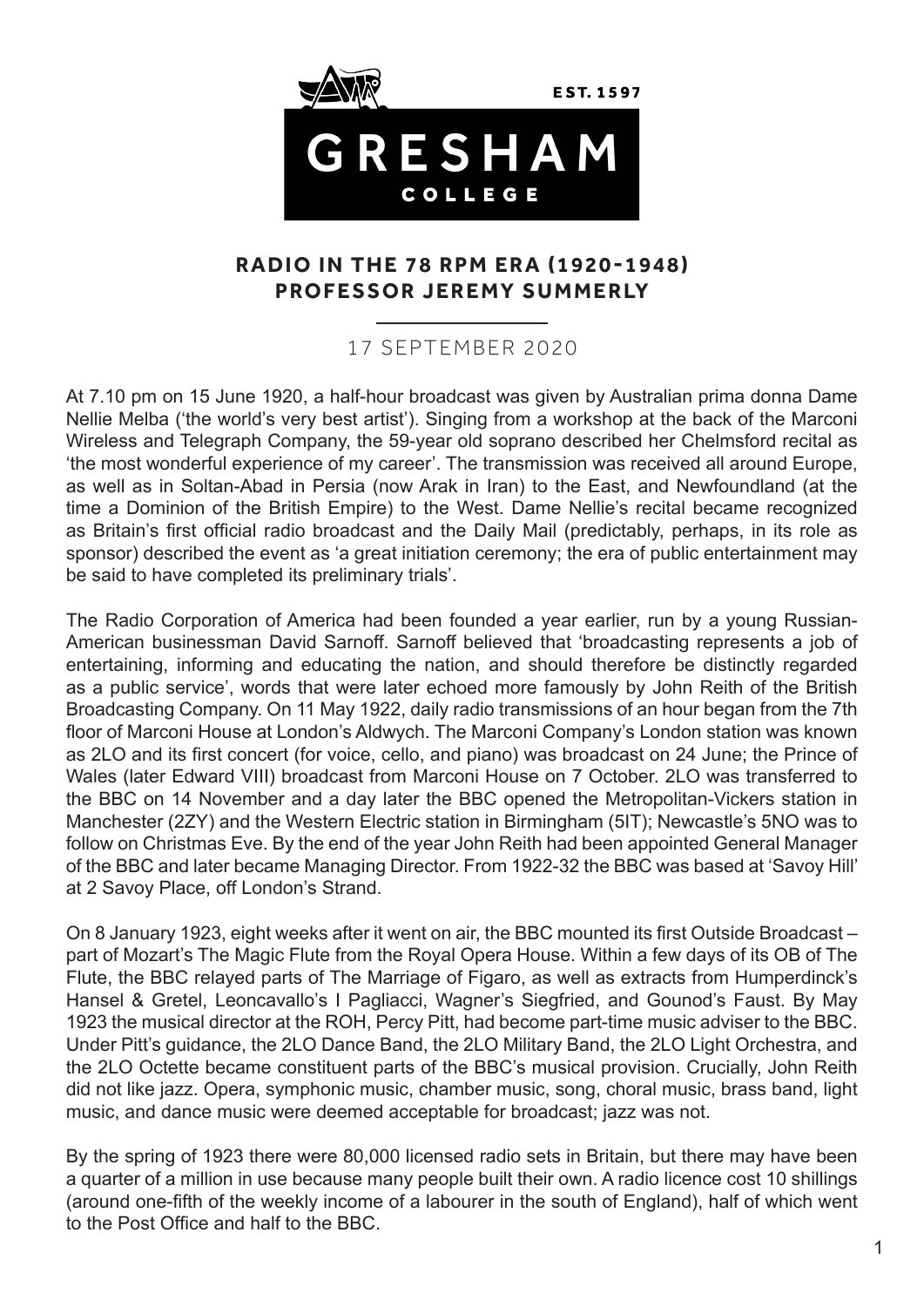GRESHAM COLLEGE

EST. 1597

# RADIO IN THE 78 RPM ERA (1920-1948)
## PROFESSOR JEREMY SUMMERLY

17 SEPTEMBER 2020

At 7.10 pm on 15 June 1920, a half-hour broadcast was given by Australian prima donna Dame Nellie Melba ('the world's very best artist'). Singing from a workshop at the back of the Marconi Wireless and Telegraph Company, the 59-year old soprano described her Chelmsford recital as 'the most wonderful experience of my career'. The transmission was received all around Europe, as well as in Soltan-Abad in Persia (now Arak in Iran) to the East, and Newfoundland (at the time a Dominion of the British Empire) to the West. Dame Nellie's recital became recognized as Britain's first official radio broadcast and the Daily Mail (predictably, perhaps, in its role as sponsor) described the event as 'a great initiation ceremony; the era of public entertainment may be said to have completed its preliminary trials'.

The Radio Corporation of America had been founded a year earlier, run by a young Russian-American businessman David Sarnoff. Sarnoff believed that 'broadcasting represents a job of entertaining, informing and educating the nation, and should therefore be distinctly regarded as a public service', words that were later echoed more famously by John Reith of the British Broadcasting Company. On 11 May 1922, daily radio transmissions of an hour began from the 7th floor of Marconi House at London's Aldwych. The Marconi Company's London station was known as 2LO and its first concert (for voice, cello, and piano) was broadcast on 24 June; the Prince of Wales (later Edward VIII) broadcast from Marconi House on 7 October. 2LO was transferred to the BBC on 14 November and a day later the BBC opened the Metropolitan-Vickers station in Manchester (2ZY) and the Western Electric station in Birmingham (5IT); Newcastle's 5NO was to follow on Christmas Eve. By the end of the year John Reith had been appointed General Manager of the BBC and later became Managing Director. From 1922-32 the BBC was based at 'Savoy Hill' at 2 Savoy Place, off London's Strand.

On 8 January 1923, eight weeks after it went on air, the BBC mounted its first Outside Broadcast – part of Mozart's The Magic Flute from the Royal Opera House. Within a few days of its OB of The Flute, the BBC relayed parts of The Marriage of Figaro, as well as extracts from Humperdinck's Hansel & Gretel, Leoncavallo's I Pagliacci, Wagner's Siegfried, and Gounod's Faust. By May 1923 the musical director at the ROH, Percy Pitt, had become part-time music adviser to the BBC. Under Pitt's guidance, the 2LO Dance Band, the 2LO Military Band, the 2LO Light Orchestra, and the 2LO Octette became constituent parts of the BBC's musical provision. Crucially, John Reith did not like jazz. Opera, symphonic music, chamber music, song, choral music, brass band, light music, and dance music were deemed acceptable for broadcast; jazz was not.

By the spring of 1923 there were 80,000 licensed radio sets in Britain, but there may have been a quarter of a million in use because many people built their own. A radio licence cost 10 shillings (around one-fifth of the weekly income of a labourer in the south of England), half of which went to the Post Office and half to the BBC.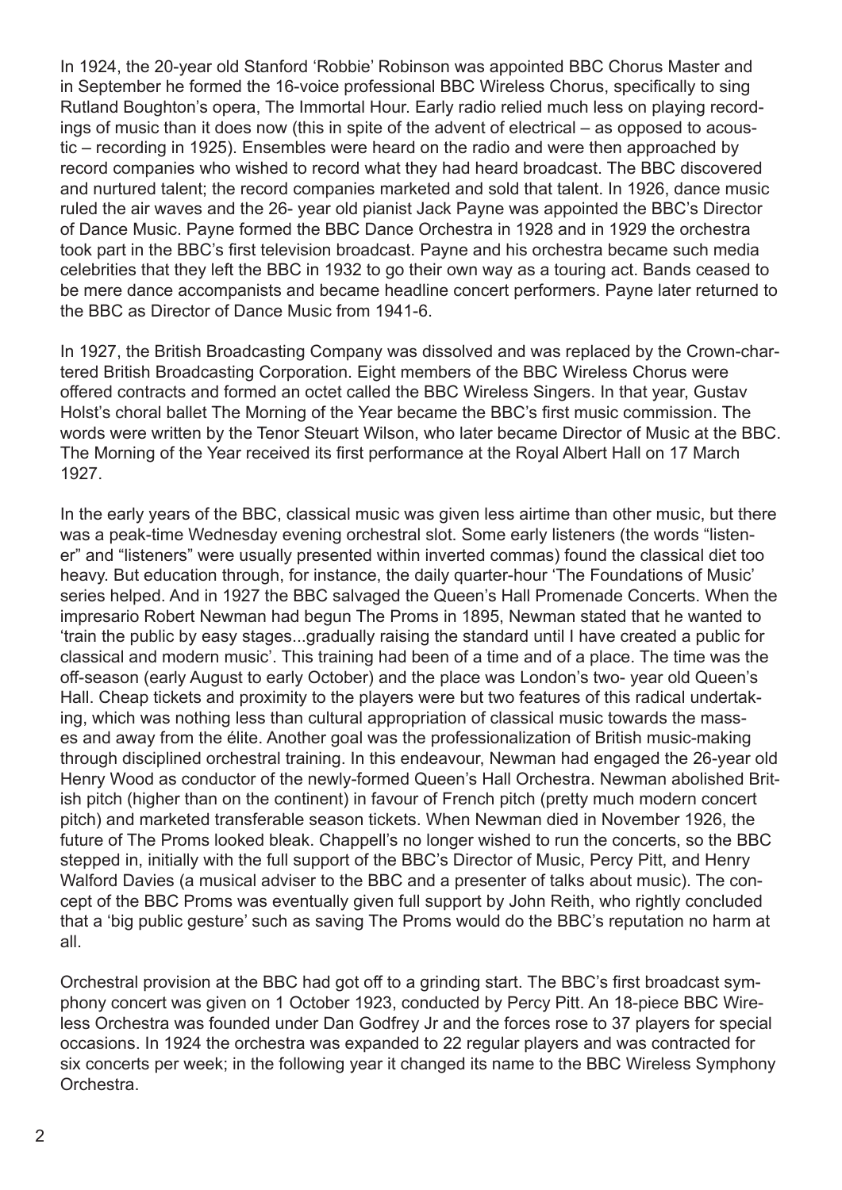In 1924, the 20-year old Stanford 'Robbie' Robinson was appointed BBC Chorus Master and in September he formed the 16-voice professional BBC Wireless Chorus, specifically to sing Rutland Boughton's opera, The Immortal Hour. Early radio relied much less on playing recordings of music than it does now (this in spite of the advent of electrical – as opposed to acoustic – recording in 1925). Ensembles were heard on the radio and were then approached by record companies who wished to record what they had heard broadcast. The BBC discovered and nurtured talent; the record companies marketed and sold that talent. In 1926, dance music ruled the air waves and the 26- year old pianist Jack Payne was appointed the BBC's Director of Dance Music. Payne formed the BBC Dance Orchestra in 1928 and in 1929 the orchestra took part in the BBC's first television broadcast. Payne and his orchestra became such media celebrities that they left the BBC in 1932 to go their own way as a touring act. Bands ceased to be mere dance accompanists and became headline concert performers. Payne later returned to the BBC as Director of Dance Music from 1941-6.

In 1927, the British Broadcasting Company was dissolved and was replaced by the Crown-chartered British Broadcasting Corporation. Eight members of the BBC Wireless Chorus were offered contracts and formed an octet called the BBC Wireless Singers. In that year, Gustav Holst's choral ballet The Morning of the Year became the BBC's first music commission. The words were written by the Tenor Steuart Wilson, who later became Director of Music at the BBC. The Morning of the Year received its first performance at the Royal Albert Hall on 17 March 1927.

In the early years of the BBC, classical music was given less airtime than other music, but there was a peak-time Wednesday evening orchestral slot. Some early listeners (the words "listener" and "listeners" were usually presented within inverted commas) found the classical diet too heavy. But education through, for instance, the daily quarter-hour 'The Foundations of Music' series helped. And in 1927 the BBC salvaged the Queen's Hall Promenade Concerts. When the impresario Robert Newman had begun The Proms in 1895, Newman stated that he wanted to 'train the public by easy stages...gradually raising the standard until I have created a public for classical and modern music'. This training had been of a time and of a place. The time was the off-season (early August to early October) and the place was London's two- year old Queen's Hall. Cheap tickets and proximity to the players were but two features of this radical undertaking, which was nothing less than cultural appropriation of classical music towards the masses and away from the élite. Another goal was the professionalization of British music-making through disciplined orchestral training. In this endeavour, Newman had engaged the 26-year old Henry Wood as conductor of the newly-formed Queen's Hall Orchestra. Newman abolished British pitch (higher than on the continent) in favour of French pitch (pretty much modern concert pitch) and marketed transferable season tickets. When Newman died in November 1926, the future of The Proms looked bleak. Chappell's no longer wished to run the concerts, so the BBC stepped in, initially with the full support of the BBC's Director of Music, Percy Pitt, and Henry Walford Davies (a musical adviser to the BBC and a presenter of talks about music). The concept of the BBC Proms was eventually given full support by John Reith, who rightly concluded that a 'big public gesture' such as saving The Proms would do the BBC's reputation no harm at all.

Orchestral provision at the BBC had got off to a grinding start. The BBC's first broadcast symphony concert was given on 1 October 1923, conducted by Percy Pitt. An 18-piece BBC Wireless Orchestra was founded under Dan Godfrey Jr and the forces rose to 37 players for special occasions. In 1924 the orchestra was expanded to 22 regular players and was contracted for six concerts per week; in the following year it changed its name to the BBC Wireless Symphony Orchestra.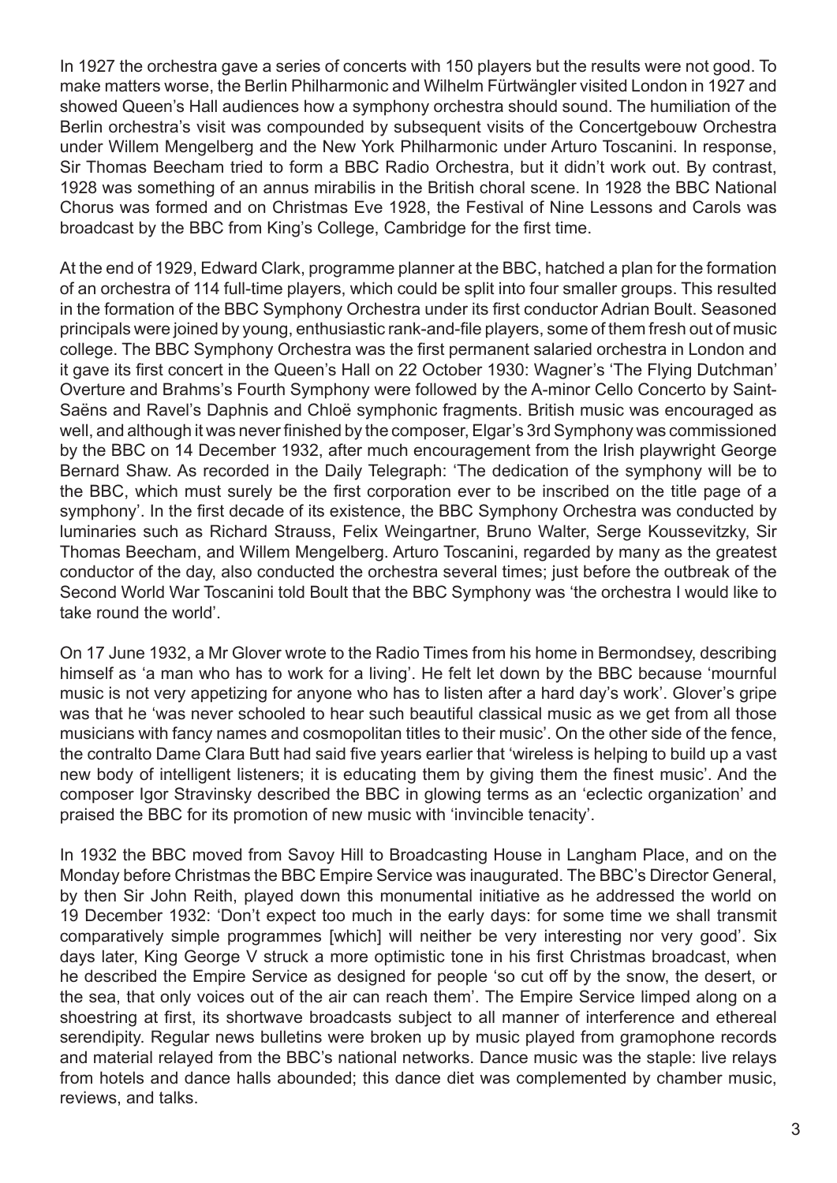In 1927 the orchestra gave a series of concerts with 150 players but the results were not good. To make matters worse, the Berlin Philharmonic and Wilhelm Fürtwängler visited London in 1927 and showed Queen's Hall audiences how a symphony orchestra should sound. The humiliation of the Berlin orchestra's visit was compounded by subsequent visits of the Concertgebouw Orchestra under Willem Mengelberg and the New York Philharmonic under Arturo Toscanini. In response, Sir Thomas Beecham tried to form a BBC Radio Orchestra, but it didn't work out. By contrast, 1928 was something of an annus mirabilis in the British choral scene. In 1928 the BBC National Chorus was formed and on Christmas Eve 1928, the Festival of Nine Lessons and Carols was broadcast by the BBC from King's College, Cambridge for the first time.

At the end of 1929, Edward Clark, programme planner at the BBC, hatched a plan for the formation of an orchestra of 114 full-time players, which could be split into four smaller groups. This resulted in the formation of the BBC Symphony Orchestra under its first conductor Adrian Boult. Seasoned principals were joined by young, enthusiastic rank-and-file players, some of them fresh out of music college. The BBC Symphony Orchestra was the first permanent salaried orchestra in London and it gave its first concert in the Queen's Hall on 22 October 1930: Wagner's 'The Flying Dutchman' Overture and Brahms's Fourth Symphony were followed by the A-minor Cello Concerto by Saint-Saëns and Ravel's Daphnis and Chloë symphonic fragments. British music was encouraged as well, and although it was never finished by the composer, Elgar's 3rd Symphony was commissioned by the BBC on 14 December 1932, after much encouragement from the Irish playwright George Bernard Shaw. As recorded in the Daily Telegraph: 'The dedication of the symphony will be to the BBC, which must surely be the first corporation ever to be inscribed on the title page of a symphony'. In the first decade of its existence, the BBC Symphony Orchestra was conducted by luminaries such as Richard Strauss, Felix Weingartner, Bruno Walter, Serge Koussevitzky, Sir Thomas Beecham, and Willem Mengelberg. Arturo Toscanini, regarded by many as the greatest conductor of the day, also conducted the orchestra several times; just before the outbreak of the Second World War Toscanini told Boult that the BBC Symphony was 'the orchestra I would like to take round the world'.

On 17 June 1932, a Mr Glover wrote to the Radio Times from his home in Bermondsey, describing himself as 'a man who has to work for a living'. He felt let down by the BBC because 'mournful music is not very appetizing for anyone who has to listen after a hard day's work'. Glover's gripe was that he 'was never schooled to hear such beautiful classical music as we get from all those musicians with fancy names and cosmopolitan titles to their music'. On the other side of the fence, the contralto Dame Clara Butt had said five years earlier that 'wireless is helping to build up a vast new body of intelligent listeners; it is educating them by giving them the finest music'. And the composer Igor Stravinsky described the BBC in glowing terms as an 'eclectic organization' and praised the BBC for its promotion of new music with 'invincible tenacity'.

In 1932 the BBC moved from Savoy Hill to Broadcasting House in Langham Place, and on the Monday before Christmas the BBC Empire Service was inaugurated. The BBC's Director General, by then Sir John Reith, played down this monumental initiative as he addressed the world on 19 December 1932: 'Don't expect too much in the early days: for some time we shall transmit comparatively simple programmes [which] will neither be very interesting nor very good'. Six days later, King George V struck a more optimistic tone in his first Christmas broadcast, when he described the Empire Service as designed for people 'so cut off by the snow, the desert, or the sea, that only voices out of the air can reach them'. The Empire Service limped along on a shoestring at first, its shortwave broadcasts subject to all manner of interference and ethereal serendipity. Regular news bulletins were broken up by music played from gramophone records and material relayed from the BBC's national networks. Dance music was the staple: live relays from hotels and dance halls abounded; this dance diet was complemented by chamber music, reviews, and talks.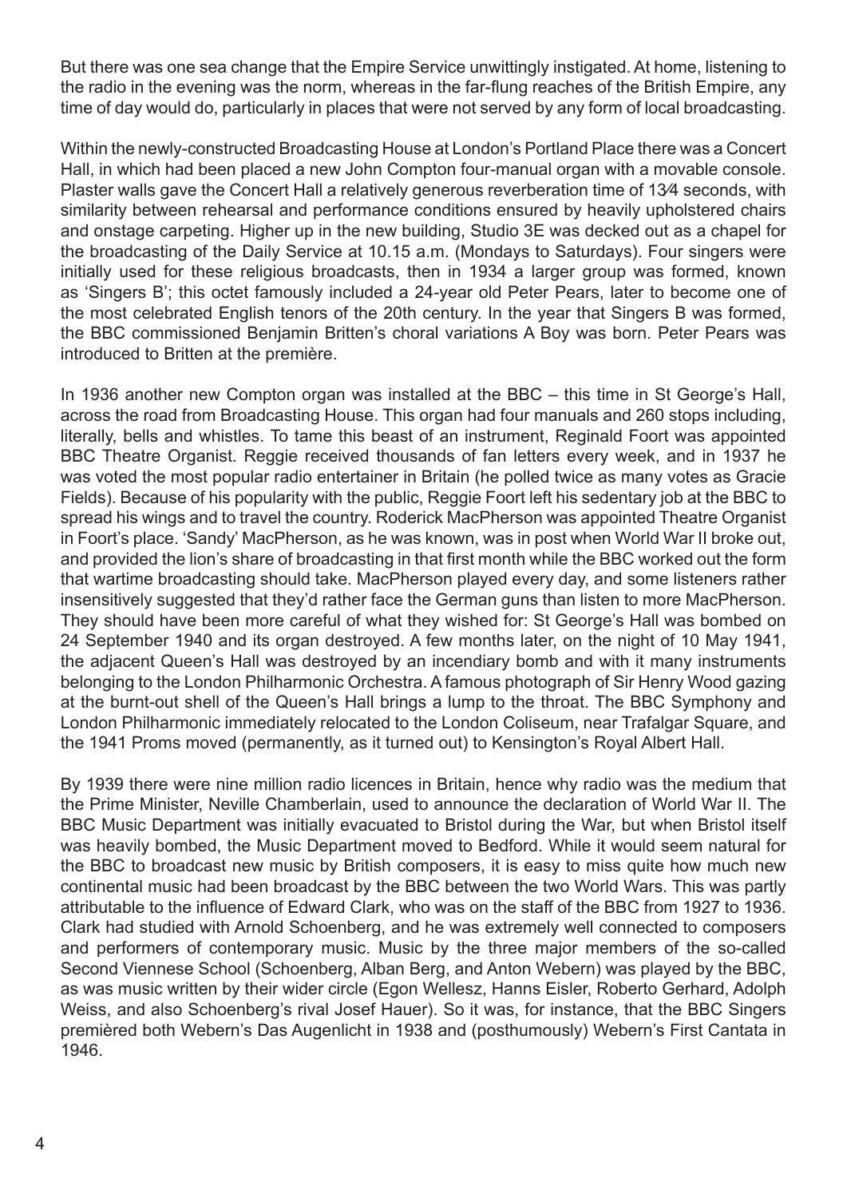But there was one sea change that the Empire Service unwittingly instigated. At home, listening to the radio in the evening was the norm, whereas in the far-flung reaches of the British Empire, any time of day would do, particularly in places that were not served by any form of local broadcasting.

Within the newly-constructed Broadcasting House at London's Portland Place there was a Concert Hall, in which had been placed a new John Compton four-manual organ with a movable console. Plaster walls gave the Concert Hall a relatively generous reverberation time of 1¾ seconds, with similarity between rehearsal and performance conditions ensured by heavily upholstered chairs and onstage carpeting. Higher up in the new building, Studio 3E was decked out as a chapel for the broadcasting of the Daily Service at 10.15 a.m. (Mondays to Saturdays). Four singers were initially used for these religious broadcasts, then in 1934 a larger group was formed, known as 'Singers B'; this octet famously included a 24-year old Peter Pears, later to become one of the most celebrated English tenors of the 20th century. In the year that Singers B was formed, the BBC commissioned Benjamin Britten's choral variations A Boy was born. Peter Pears was introduced to Britten at the première.

In 1936 another new Compton organ was installed at the BBC – this time in St George's Hall, across the road from Broadcasting House. This organ had four manuals and 260 stops including, literally, bells and whistles. To tame this beast of an instrument, Reginald Foort was appointed BBC Theatre Organist. Reggie received thousands of fan letters every week, and in 1937 he was voted the most popular radio entertainer in Britain (he polled twice as many votes as Gracie Fields). Because of his popularity with the public, Reggie Foort left his sedentary job at the BBC to spread his wings and to travel the country. Roderick MacPherson was appointed Theatre Organist in Foort's place. 'Sandy' MacPherson, as he was known, was in post when World War II broke out, and provided the lion's share of broadcasting in that first month while the BBC worked out the form that wartime broadcasting should take. MacPherson played every day, and some listeners rather insensitively suggested that they'd rather face the German guns than listen to more MacPherson. They should have been more careful of what they wished for: St George's Hall was bombed on 24 September 1940 and its organ destroyed. A few months later, on the night of 10 May 1941, the adjacent Queen's Hall was destroyed by an incendiary bomb and with it many instruments belonging to the London Philharmonic Orchestra. A famous photograph of Sir Henry Wood gazing at the burnt-out shell of the Queen's Hall brings a lump to the throat. The BBC Symphony and London Philharmonic immediately relocated to the London Coliseum, near Trafalgar Square, and the 1941 Proms moved (permanently, as it turned out) to Kensington's Royal Albert Hall.

By 1939 there were nine million radio licences in Britain, hence why radio was the medium that the Prime Minister, Neville Chamberlain, used to announce the declaration of World War II. The BBC Music Department was initially evacuated to Bristol during the War, but when Bristol itself was heavily bombed, the Music Department moved to Bedford. While it would seem natural for the BBC to broadcast new music by British composers, it is easy to miss quite how much new continental music had been broadcast by the BBC between the two World Wars. This was partly attributable to the influence of Edward Clark, who was on the staff of the BBC from 1927 to 1936. Clark had studied with Arnold Schoenberg, and he was extremely well connected to composers and performers of contemporary music. Music by the three major members of the so-called Second Viennese School (Schoenberg, Alban Berg, and Anton Webern) was played by the BBC, as was music written by their wider circle (Egon Wellesz, Hanns Eisler, Roberto Gerhard, Adolph Weiss, and also Schoenberg's rival Josef Hauer). So it was, for instance, that the BBC Singers premièred both Webern's Das Augenlicht in 1938 and (posthumously) Webern's First Cantata in 1946.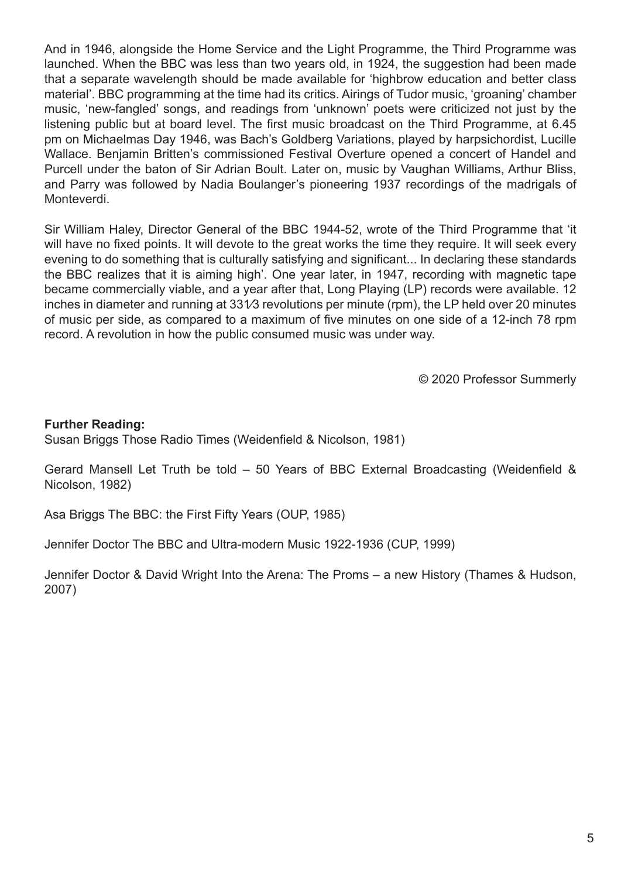And in 1946, alongside the Home Service and the Light Programme, the Third Programme was launched. When the BBC was less than two years old, in 1924, the suggestion had been made that a separate wavelength should be made available for 'highbrow education and better class material'. BBC programming at the time had its critics. Airings of Tudor music, 'groaning' chamber music, 'new-fangled' songs, and readings from 'unknown' poets were criticized not just by the listening public but at board level. The first music broadcast on the Third Programme, at 6.45 pm on Michaelmas Day 1946, was Bach's Goldberg Variations, played by harpsichordist, Lucille Wallace. Benjamin Britten's commissioned Festival Overture opened a concert of Handel and Purcell under the baton of Sir Adrian Boult. Later on, music by Vaughan Williams, Arthur Bliss, and Parry was followed by Nadia Boulanger's pioneering 1937 recordings of the madrigals of Monteverdi.

Sir William Haley, Director General of the BBC 1944-52, wrote of the Third Programme that 'it will have no fixed points. It will devote to the great works the time they require. It will seek every evening to do something that is culturally satisfying and significant... In declaring these standards the BBC realizes that it is aiming high'. One year later, in 1947, recording with magnetic tape became commercially viable, and a year after that, Long Playing (LP) records were available. 12 inches in diameter and running at 33⅓ revolutions per minute (rpm), the LP held over 20 minutes of music per side, as compared to a maximum of five minutes on one side of a 12-inch 78 rpm record. A revolution in how the public consumed music was under way.

© 2020 Professor Summerly

**Further Reading:**

Susan Briggs Those Radio Times (Weidenfield & Nicolson, 1981)

Gerard Mansell Let Truth be told – 50 Years of BBC External Broadcasting (Weidenfield & Nicolson, 1982)

Asa Briggs The BBC: the First Fifty Years (OUP, 1985)

Jennifer Doctor The BBC and Ultra-modern Music 1922-1936 (CUP, 1999)

Jennifer Doctor & David Wright Into the Arena: The Proms – a new History (Thames & Hudson, 2007)